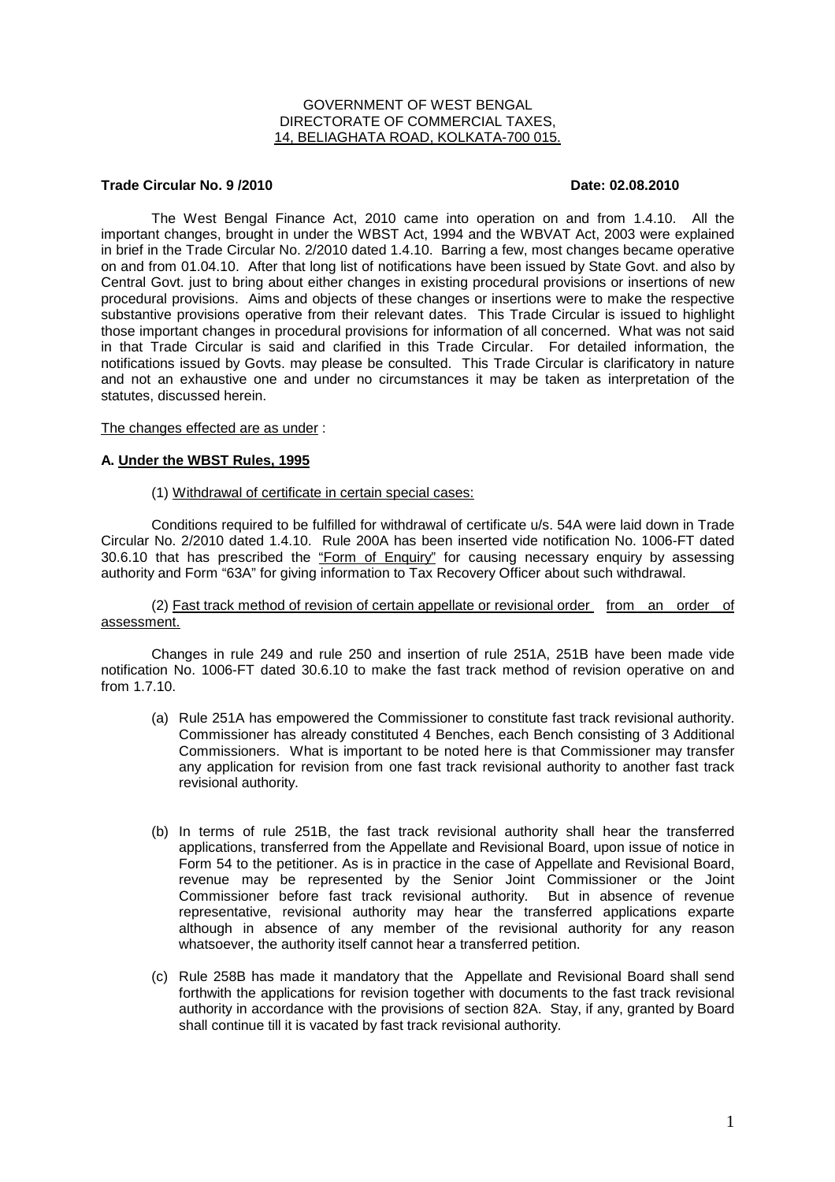GOVERNMENT OF WEST BENGAL
DIRECTORATE OF COMMERCIAL TAXES,
14, BELIAGHATA ROAD, KOLKATA-700 015.

**Trade Circular No. 9 /2010** **Date: 02.08.2010**

The West Bengal Finance Act, 2010 came into operation on and from 1.4.10. All the important changes, brought in under the WBST Act, 1994 and the WBVAT Act, 2003 were explained in brief in the Trade Circular No. 2/2010 dated 1.4.10. Barring a few, most changes became operative on and from 01.04.10. After that long list of notifications have been issued by State Govt. and also by Central Govt. just to bring about either changes in existing procedural provisions or insertions of new procedural provisions. Aims and objects of these changes or insertions were to make the respective substantive provisions operative from their relevant dates. This Trade Circular is issued to highlight those important changes in procedural provisions for information of all concerned. What was not said in that Trade Circular is said and clarified in this Trade Circular. For detailed information, the notifications issued by Govts. may please be consulted. This Trade Circular is clarificatory in nature and not an exhaustive one and under no circumstances it may be taken as interpretation of the statutes, discussed herein.

The changes effected are as under :

**A. Under the WBST Rules, 1995**

(1) Withdrawal of certificate in certain special cases:

Conditions required to be fulfilled for withdrawal of certificate u/s. 54A were laid down in Trade Circular No. 2/2010 dated 1.4.10. Rule 200A has been inserted vide notification No. 1006-FT dated 30.6.10 that has prescribed the "Form of Enquiry" for causing necessary enquiry by assessing authority and Form "63A" for giving information to Tax Recovery Officer about such withdrawal.

(2) Fast track method of revision of certain appellate or revisional order from an order of assessment.

Changes in rule 249 and rule 250 and insertion of rule 251A, 251B have been made vide notification No. 1006-FT dated 30.6.10 to make the fast track method of revision operative on and from 1.7.10.

(a) Rule 251A has empowered the Commissioner to constitute fast track revisional authority. Commissioner has already constituted 4 Benches, each Bench consisting of 3 Additional Commissioners. What is important to be noted here is that Commissioner may transfer any application for revision from one fast track revisional authority to another fast track revisional authority.

(b) In terms of rule 251B, the fast track revisional authority shall hear the transferred applications, transferred from the Appellate and Revisional Board, upon issue of notice in Form 54 to the petitioner. As is in practice in the case of Appellate and Revisional Board, revenue may be represented by the Senior Joint Commissioner or the Joint Commissioner before fast track revisional authority. But in absence of revenue representative, revisional authority may hear the transferred applications exparte although in absence of any member of the revisional authority for any reason whatsoever, the authority itself cannot hear a transferred petition.

(c) Rule 258B has made it mandatory that the Appellate and Revisional Board shall send forthwith the applications for revision together with documents to the fast track revisional authority in accordance with the provisions of section 82A. Stay, if any, granted by Board shall continue till it is vacated by fast track revisional authority.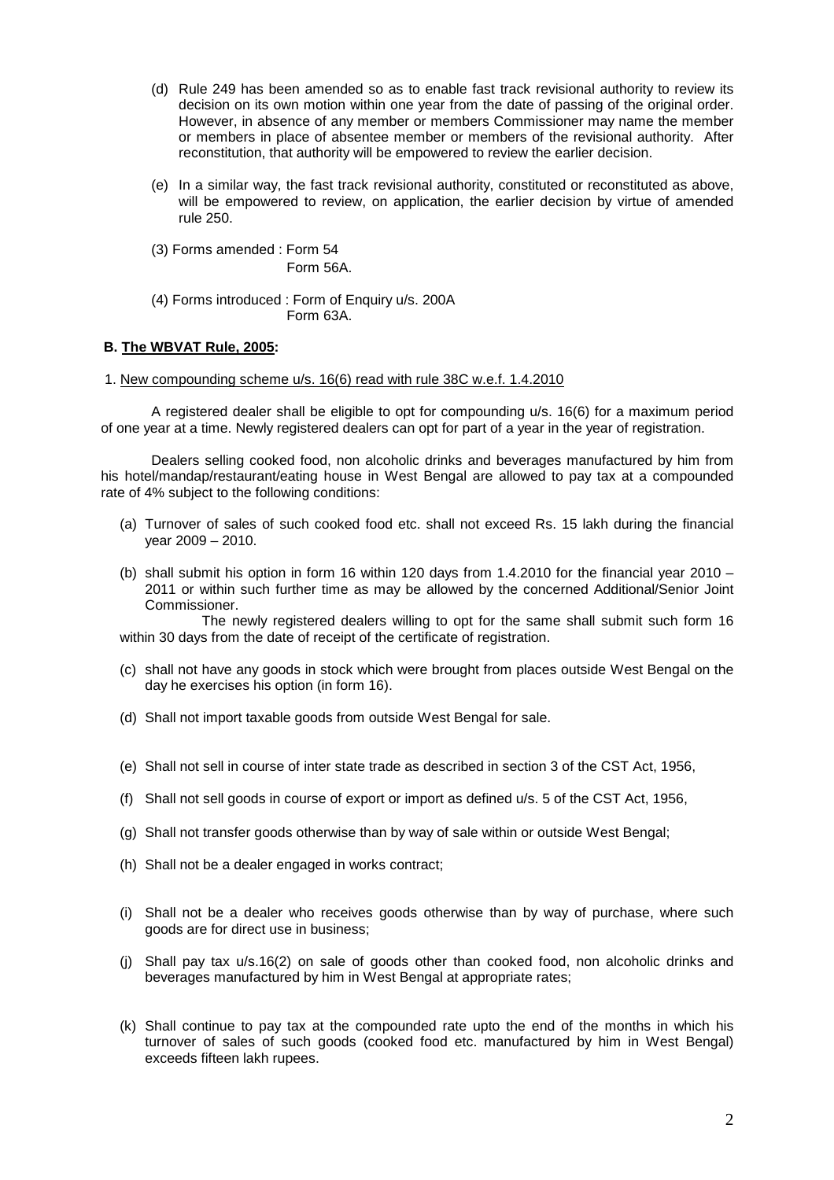(d) Rule 249 has been amended so as to enable fast track revisional authority to review its decision on its own motion within one year from the date of passing of the original order. However, in absence of any member or members Commissioner may name the member or members in place of absentee member or members of the revisional authority. After reconstitution, that authority will be empowered to review the earlier decision.

(e) In a similar way, the fast track revisional authority, constituted or reconstituted as above, will be empowered to review, on application, the earlier decision by virtue of amended rule 250.

(3) Forms amended : Form 54
Form 56A.

(4) Forms introduced : Form of Enquiry u/s. 200A
Form 63A.

**B. The WBVAT Rule, 2005:**

1. New compounding scheme u/s. 16(6) read with rule 38C w.e.f. 1.4.2010

A registered dealer shall be eligible to opt for compounding u/s. 16(6) for a maximum period of one year at a time. Newly registered dealers can opt for part of a year in the year of registration.

Dealers selling cooked food, non alcoholic drinks and beverages manufactured by him from his hotel/mandap/restaurant/eating house in West Bengal are allowed to pay tax at a compounded rate of 4% subject to the following conditions:

(a) Turnover of sales of such cooked food etc. shall not exceed Rs. 15 lakh during the financial year 2009 – 2010.

(b) shall submit his option in form 16 within 120 days from 1.4.2010 for the financial year 2010 – 2011 or within such further time as may be allowed by the concerned Additional/Senior Joint Commissioner.

The newly registered dealers willing to opt for the same shall submit such form 16 within 30 days from the date of receipt of the certificate of registration.

(c) shall not have any goods in stock which were brought from places outside West Bengal on the day he exercises his option (in form 16).

(d) Shall not import taxable goods from outside West Bengal for sale.

(e) Shall not sell in course of inter state trade as described in section 3 of the CST Act, 1956,

(f) Shall not sell goods in course of export or import as defined u/s. 5 of the CST Act, 1956,

(g) Shall not transfer goods otherwise than by way of sale within or outside West Bengal;

(h) Shall not be a dealer engaged in works contract;

(i) Shall not be a dealer who receives goods otherwise than by way of purchase, where such goods are for direct use in business;

(j) Shall pay tax u/s.16(2) on sale of goods other than cooked food, non alcoholic drinks and beverages manufactured by him in West Bengal at appropriate rates;

(k) Shall continue to pay tax at the compounded rate upto the end of the months in which his turnover of sales of such goods (cooked food etc. manufactured by him in West Bengal) exceeds fifteen lakh rupees.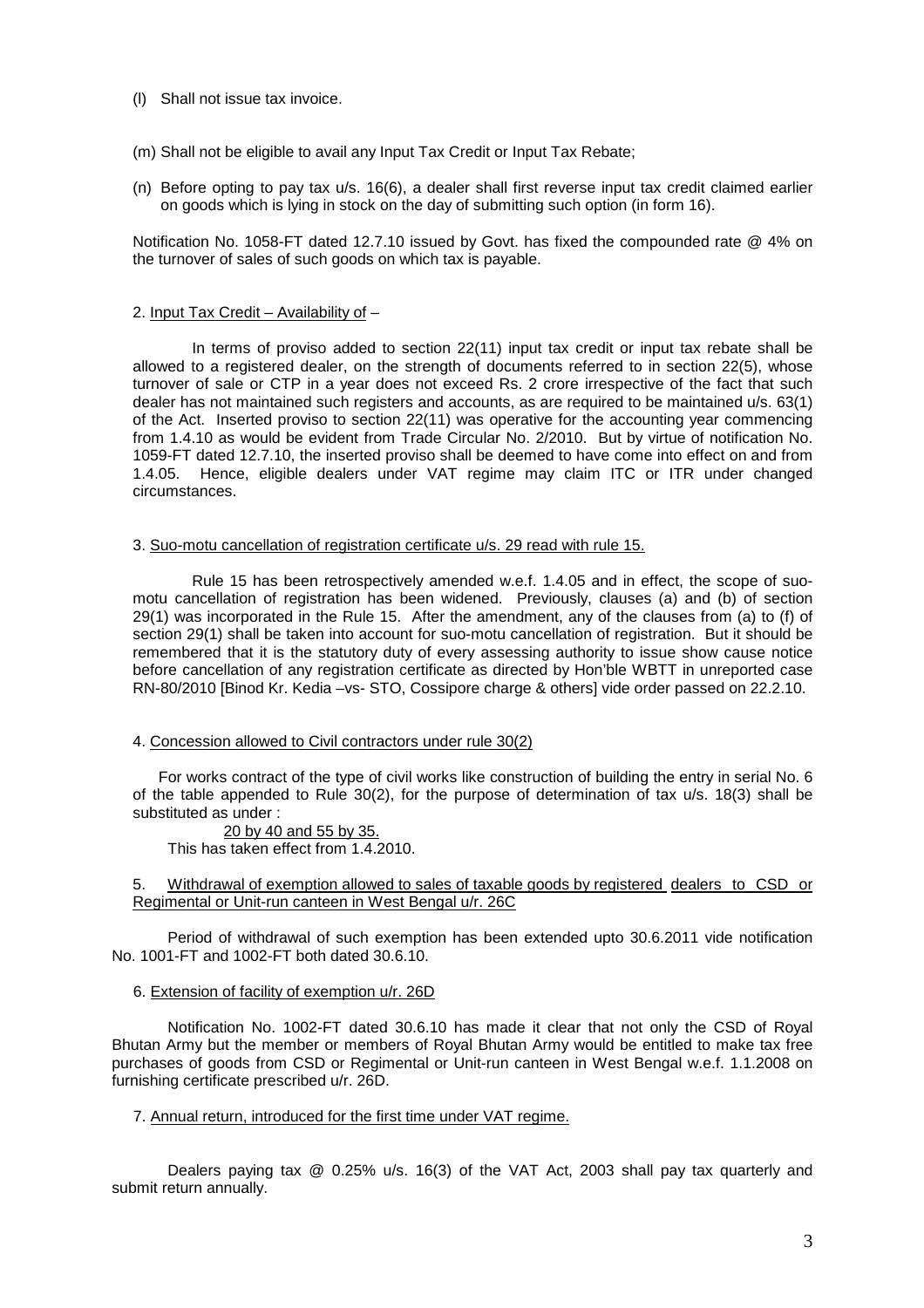(l) Shall not issue tax invoice.

(m) Shall not be eligible to avail any Input Tax Credit or Input Tax Rebate;

(n) Before opting to pay tax u/s. 16(6), a dealer shall first reverse input tax credit claimed earlier on goods which is lying in stock on the day of submitting such option (in form 16).

Notification No. 1058-FT dated 12.7.10 issued by Govt. has fixed the compounded rate @ 4% on the turnover of sales of such goods on which tax is payable.

2. <u>Input Tax Credit – Availability of</u> –

In terms of proviso added to section 22(11) input tax credit or input tax rebate shall be allowed to a registered dealer, on the strength of documents referred to in section 22(5), whose turnover of sale or CTP in a year does not exceed Rs. 2 crore irrespective of the fact that such dealer has not maintained such registers and accounts, as are required to be maintained u/s. 63(1) of the Act. Inserted proviso to section 22(11) was operative for the accounting year commencing from 1.4.10 as would be evident from Trade Circular No. 2/2010. But by virtue of notification No. 1059-FT dated 12.7.10, the inserted proviso shall be deemed to have come into effect on and from 1.4.05. Hence, eligible dealers under VAT regime may claim ITC or ITR under changed circumstances.

3. <u>Suo-motu cancellation of registration certificate u/s. 29 read with rule 15.</u>

Rule 15 has been retrospectively amended w.e.f. 1.4.05 and in effect, the scope of suo-motu cancellation of registration has been widened. Previously, clauses (a) and (b) of section 29(1) was incorporated in the Rule 15. After the amendment, any of the clauses from (a) to (f) of section 29(1) shall be taken into account for suo-motu cancellation of registration. But it should be remembered that it is the statutory duty of every assessing authority to issue show cause notice before cancellation of any registration certificate as directed by Hon'ble WBTT in unreported case RN-80/2010 [Binod Kr. Kedia –vs- STO, Cossipore charge & others] vide order passed on 22.2.10.

4. <u>Concession allowed to Civil contractors under rule 30(2)</u>

For works contract of the type of civil works like construction of building the entry in serial No. 6 of the table appended to Rule 30(2), for the purpose of determination of tax u/s. 18(3) shall be substituted as under :

<u>20 by 40 and 55 by 35.</u>

This has taken effect from 1.4.2010.

5. <u>Withdrawal of exemption allowed to sales of taxable goods by registered dealers to CSD or Regimental or Unit-run canteen in West Bengal u/r. 26C</u>

Period of withdrawal of such exemption has been extended upto 30.6.2011 vide notification No. 1001-FT and 1002-FT both dated 30.6.10.

6. <u>Extension of facility of exemption u/r. 26D</u>

Notification No. 1002-FT dated 30.6.10 has made it clear that not only the CSD of Royal Bhutan Army but the member or members of Royal Bhutan Army would be entitled to make tax free purchases of goods from CSD or Regimental or Unit-run canteen in West Bengal w.e.f. 1.1.2008 on furnishing certificate prescribed u/r. 26D.

7. <u>Annual return, introduced for the first time under VAT regime.</u>

Dealers paying tax @ 0.25% u/s. 16(3) of the VAT Act, 2003 shall pay tax quarterly and submit return annually.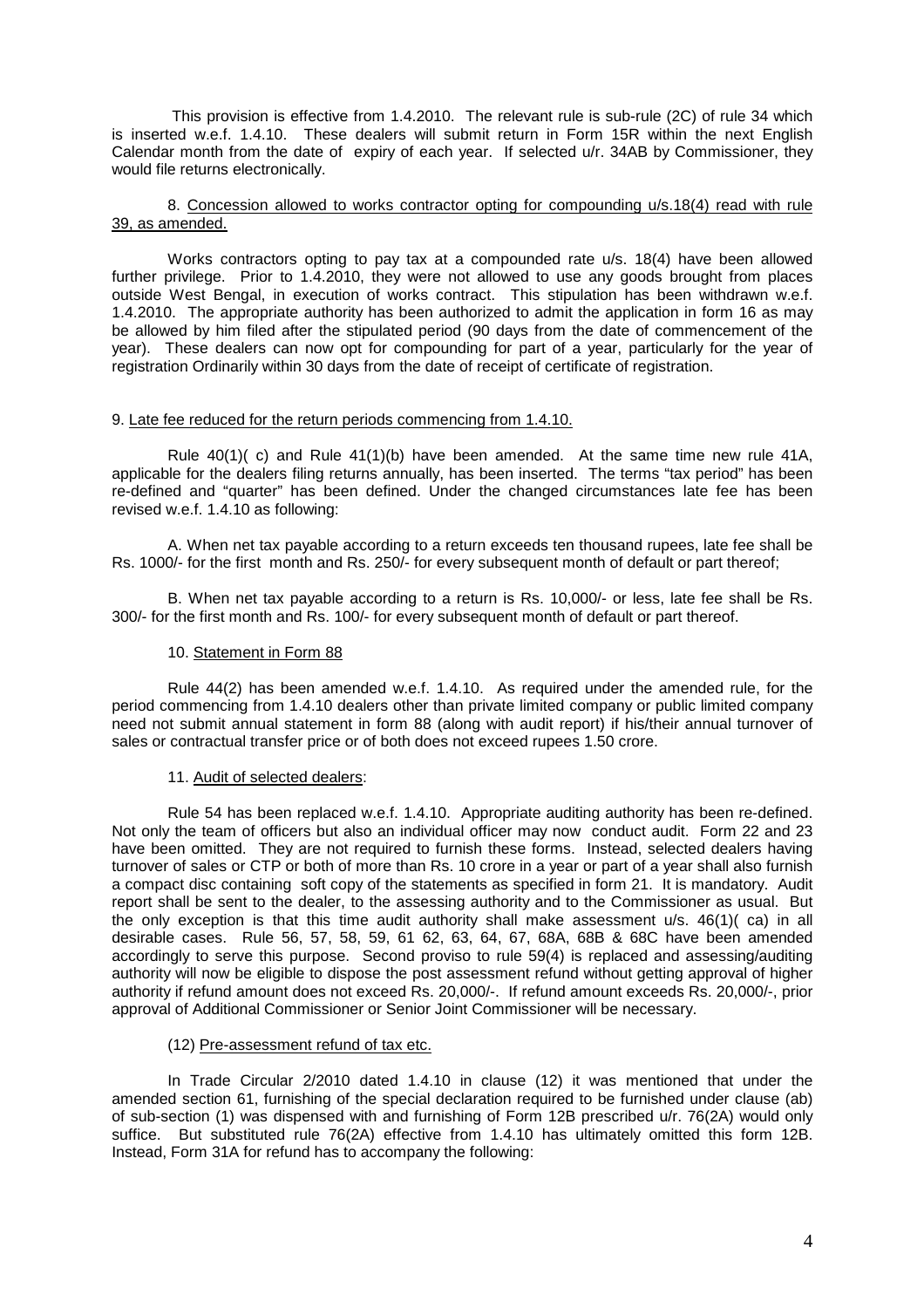This provision is effective from 1.4.2010. The relevant rule is sub-rule (2C) of rule 34 which is inserted w.e.f. 1.4.10. These dealers will submit return in Form 15R within the next English Calendar month from the date of expiry of each year. If selected u/r. 34AB by Commissioner, they would file returns electronically.

8. <u>Concession allowed to works contractor opting for compounding u/s.18(4) read with rule 39, as amended.</u>

Works contractors opting to pay tax at a compounded rate u/s. 18(4) have been allowed further privilege. Prior to 1.4.2010, they were not allowed to use any goods brought from places outside West Bengal, in execution of works contract. This stipulation has been withdrawn w.e.f. 1.4.2010. The appropriate authority has been authorized to admit the application in form 16 as may be allowed by him filed after the stipulated period (90 days from the date of commencement of the year). These dealers can now opt for compounding for part of a year, particularly for the year of registration Ordinarily within 30 days from the date of receipt of certificate of registration.

9. <u>Late fee reduced for the return periods commencing from 1.4.10.</u>

Rule 40(1)( c) and Rule 41(1)(b) have been amended. At the same time new rule 41A, applicable for the dealers filing returns annually, has been inserted. The terms "tax period" has been re-defined and "quarter" has been defined. Under the changed circumstances late fee has been revised w.e.f. 1.4.10 as following:

A. When net tax payable according to a return exceeds ten thousand rupees, late fee shall be Rs. 1000/- for the first month and Rs. 250/- for every subsequent month of default or part thereof;

B. When net tax payable according to a return is Rs. 10,000/- or less, late fee shall be Rs. 300/- for the first month and Rs. 100/- for every subsequent month of default or part thereof.

10. <u>Statement in Form 88</u>

Rule 44(2) has been amended w.e.f. 1.4.10. As required under the amended rule, for the period commencing from 1.4.10 dealers other than private limited company or public limited company need not submit annual statement in form 88 (along with audit report) if his/their annual turnover of sales or contractual transfer price or of both does not exceed rupees 1.50 crore.

11. <u>Audit of selected dealers</u>:

Rule 54 has been replaced w.e.f. 1.4.10. Appropriate auditing authority has been re-defined. Not only the team of officers but also an individual officer may now conduct audit. Form 22 and 23 have been omitted. They are not required to furnish these forms. Instead, selected dealers having turnover of sales or CTP or both of more than Rs. 10 crore in a year or part of a year shall also furnish a compact disc containing soft copy of the statements as specified in form 21. It is mandatory. Audit report shall be sent to the dealer, to the assessing authority and to the Commissioner as usual. But the only exception is that this time audit authority shall make assessment u/s. 46(1)( ca) in all desirable cases. Rule 56, 57, 58, 59, 61 62, 63, 64, 67, 68A, 68B & 68C have been amended accordingly to serve this purpose. Second proviso to rule 59(4) is replaced and assessing/auditing authority will now be eligible to dispose the post assessment refund without getting approval of higher authority if refund amount does not exceed Rs. 20,000/-. If refund amount exceeds Rs. 20,000/-, prior approval of Additional Commissioner or Senior Joint Commissioner will be necessary.

(12) <u>Pre-assessment refund of tax etc.</u>

In Trade Circular 2/2010 dated 1.4.10 in clause (12) it was mentioned that under the amended section 61, furnishing of the special declaration required to be furnished under clause (ab) of sub-section (1) was dispensed with and furnishing of Form 12B prescribed u/r. 76(2A) would only suffice. But substituted rule 76(2A) effective from 1.4.10 has ultimately omitted this form 12B. Instead, Form 31A for refund has to accompany the following: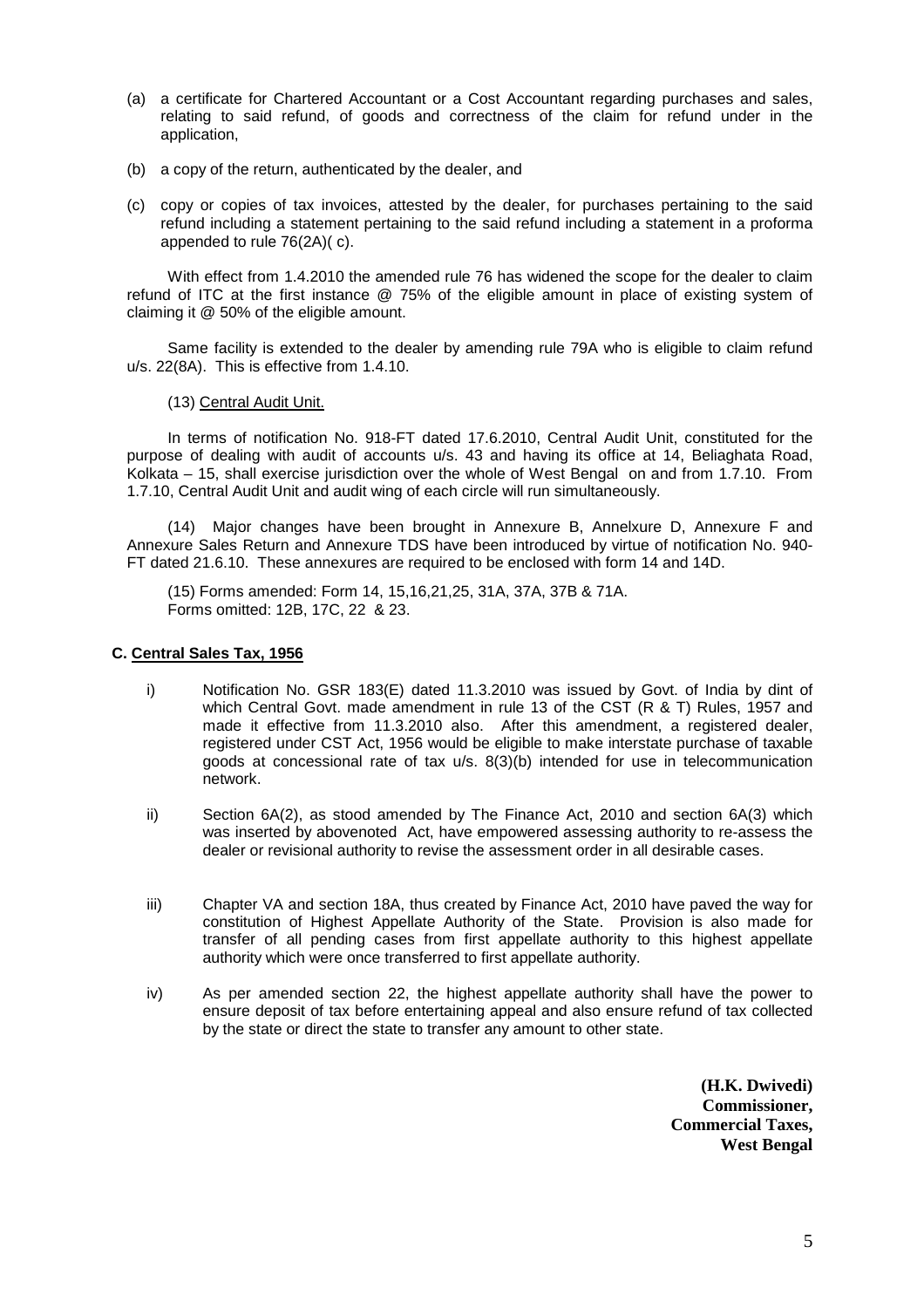(a) a certificate for Chartered Accountant or a Cost Accountant regarding purchases and sales, relating to said refund, of goods and correctness of the claim for refund under in the application,

(b) a copy of the return, authenticated by the dealer, and

(c) copy or copies of tax invoices, attested by the dealer, for purchases pertaining to the said refund including a statement pertaining to the said refund including a statement in a proforma appended to rule 76(2A)( c).

With effect from 1.4.2010 the amended rule 76 has widened the scope for the dealer to claim refund of ITC at the first instance @ 75% of the eligible amount in place of existing system of claiming it @ 50% of the eligible amount.

Same facility is extended to the dealer by amending rule 79A who is eligible to claim refund u/s. 22(8A). This is effective from 1.4.10.

(13) Central Audit Unit.

In terms of notification No. 918-FT dated 17.6.2010, Central Audit Unit, constituted for the purpose of dealing with audit of accounts u/s. 43 and having its office at 14, Beliaghata Road, Kolkata – 15, shall exercise jurisdiction over the whole of West Bengal on and from 1.7.10. From 1.7.10, Central Audit Unit and audit wing of each circle will run simultaneously.

(14) Major changes have been brought in Annexure B, Annelxure D, Annexure F and Annexure Sales Return and Annexure TDS have been introduced by virtue of notification No. 940-FT dated 21.6.10. These annexures are required to be enclosed with form 14 and 14D.

(15) Forms amended: Form 14, 15,16,21,25, 31A, 37A, 37B & 71A.
Forms omitted: 12B, 17C, 22 & 23.

**C. Central Sales Tax, 1956**

i) Notification No. GSR 183(E) dated 11.3.2010 was issued by Govt. of India by dint of which Central Govt. made amendment in rule 13 of the CST (R & T) Rules, 1957 and made it effective from 11.3.2010 also. After this amendment, a registered dealer, registered under CST Act, 1956 would be eligible to make interstate purchase of taxable goods at concessional rate of tax u/s. 8(3)(b) intended for use in telecommunication network.

ii) Section 6A(2), as stood amended by The Finance Act, 2010 and section 6A(3) which was inserted by abovenoted Act, have empowered assessing authority to re-assess the dealer or revisional authority to revise the assessment order in all desirable cases.

iii) Chapter VA and section 18A, thus created by Finance Act, 2010 have paved the way for constitution of Highest Appellate Authority of the State. Provision is also made for transfer of all pending cases from first appellate authority to this highest appellate authority which were once transferred to first appellate authority.

iv) As per amended section 22, the highest appellate authority shall have the power to ensure deposit of tax before entertaining appeal and also ensure refund of tax collected by the state or direct the state to transfer any amount to other state.

**(H.K. Dwivedi)**
**Commissioner,**
**Commercial Taxes,**
**West Bengal**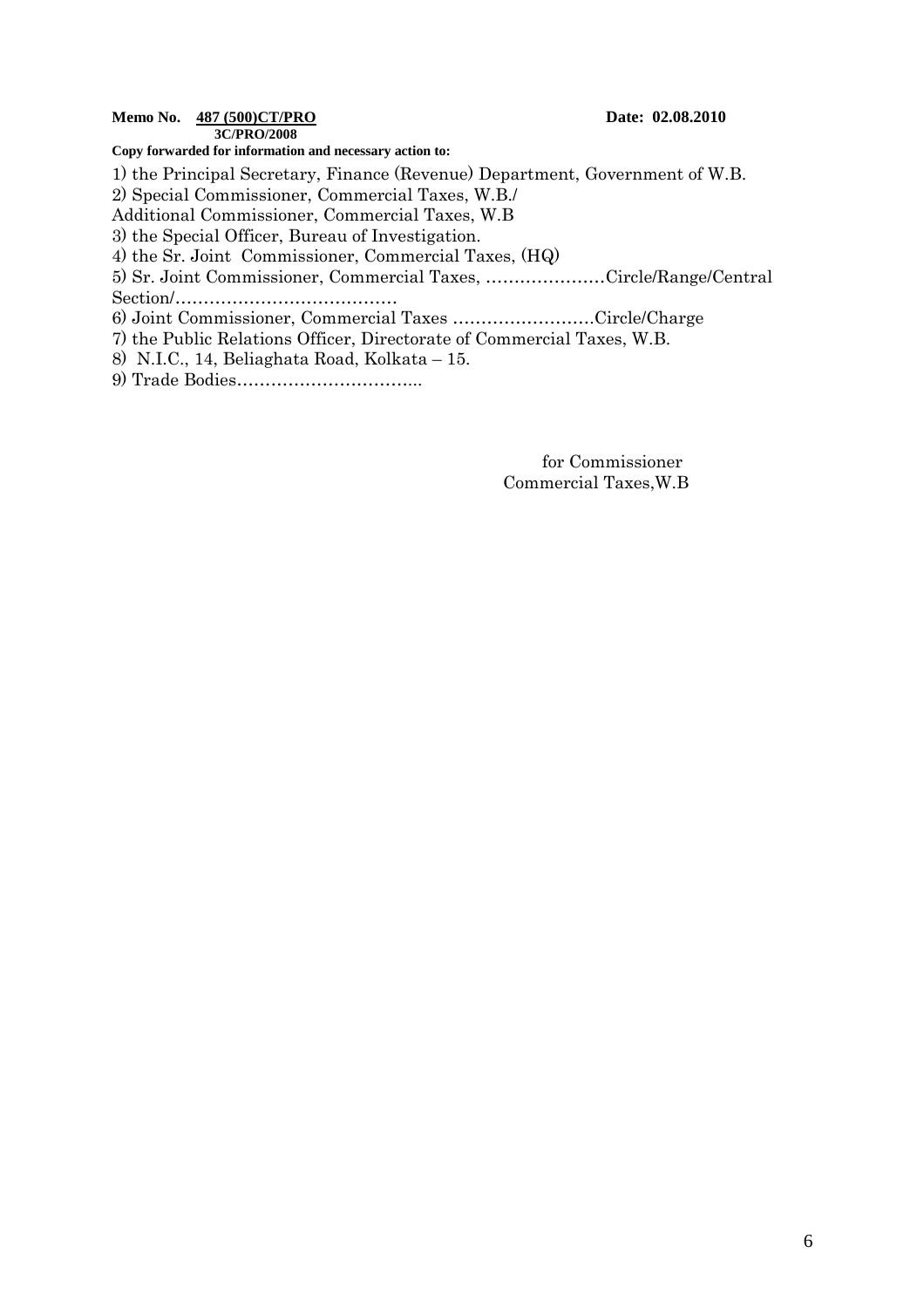**Memo No. <u>487 (500)CT/PRO</u>** **Date: 02.08.2010**
**3C/PRO/2008**

**Copy forwarded for information and necessary action to:**

1) the Principal Secretary, Finance (Revenue) Department, Government of W.B.
2) Special Commissioner, Commercial Taxes, W.B./
Additional Commissioner, Commercial Taxes, W.B
3) the Special Officer, Bureau of Investigation.
4) the Sr. Joint Commissioner, Commercial Taxes, (HQ)
5) Sr. Joint Commissioner, Commercial Taxes, …………………Circle/Range/Central Section/…………………………………
6) Joint Commissioner, Commercial Taxes …………………….Circle/Charge
7) the Public Relations Officer, Directorate of Commercial Taxes, W.B.
8) N.I.C., 14, Beliaghata Road, Kolkata – 15.
9) Trade Bodies…………………………...

for Commissioner
Commercial Taxes,W.B